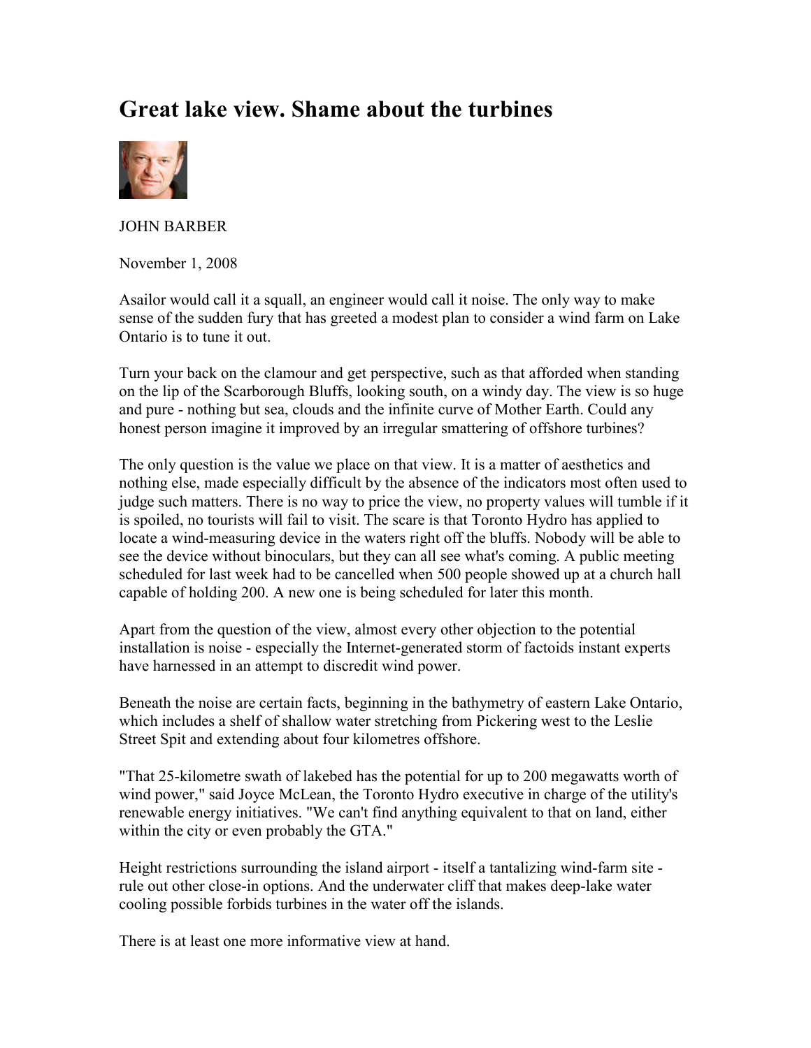# Great lake view. Shame about the turbines

JOHN BARBER

November 1, 2008

Asailor would call it a squall, an engineer would call it noise. The only way to make sense of the sudden fury that has greeted a modest plan to consider a wind farm on Lake Ontario is to tune it out.

Turn your back on the clamour and get perspective, such as that afforded when standing on the lip of the Scarborough Bluffs, looking south, on a windy day. The view is so huge and pure - nothing but sea, clouds and the infinite curve of Mother Earth. Could any honest person imagine it improved by an irregular smattering of offshore turbines?

The only question is the value we place on that view. It is a matter of aesthetics and nothing else, made especially difficult by the absence of the indicators most often used to judge such matters. There is no way to price the view, no property values will tumble if it is spoiled, no tourists will fail to visit. The scare is that Toronto Hydro has applied to locate a wind-measuring device in the waters right off the bluffs. Nobody will be able to see the device without binoculars, but they can all see what's coming. A public meeting scheduled for last week had to be cancelled when 500 people showed up at a church hall capable of holding 200. A new one is being scheduled for later this month.

Apart from the question of the view, almost every other objection to the potential installation is noise - especially the Internet-generated storm of factoids instant experts have harnessed in an attempt to discredit wind power.

Beneath the noise are certain facts, beginning in the bathymetry of eastern Lake Ontario, which includes a shelf of shallow water stretching from Pickering west to the Leslie Street Spit and extending about four kilometres offshore.

"That 25-kilometre swath of lakebed has the potential for up to 200 megawatts worth of wind power," said Joyce McLean, the Toronto Hydro executive in charge of the utility's renewable energy initiatives. "We can't find anything equivalent to that on land, either within the city or even probably the GTA."

Height restrictions surrounding the island airport - itself a tantalizing wind-farm site - rule out other close-in options. And the underwater cliff that makes deep-lake water cooling possible forbids turbines in the water off the islands.

There is at least one more informative view at hand.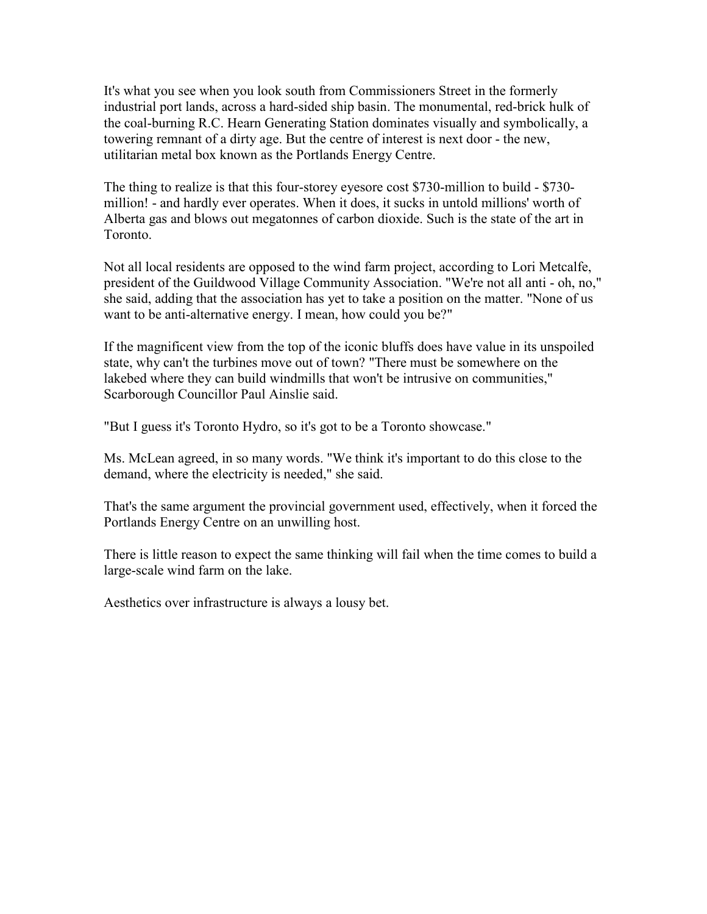It's what you see when you look south from Commissioners Street in the formerly industrial port lands, across a hard-sided ship basin. The monumental, red-brick hulk of the coal-burning R.C. Hearn Generating Station dominates visually and symbolically, a towering remnant of a dirty age. But the centre of interest is next door - the new, utilitarian metal box known as the Portlands Energy Centre.

The thing to realize is that this four-storey eyesore cost $730-million to build - $730-million! - and hardly ever operates. When it does, it sucks in untold millions' worth of Alberta gas and blows out megatonnes of carbon dioxide. Such is the state of the art in Toronto.

Not all local residents are opposed to the wind farm project, according to Lori Metcalfe, president of the Guildwood Village Community Association. "We're not all anti - oh, no," she said, adding that the association has yet to take a position on the matter. "None of us want to be anti-alternative energy. I mean, how could you be?"

If the magnificent view from the top of the iconic bluffs does have value in its unspoiled state, why can't the turbines move out of town? "There must be somewhere on the lakebed where they can build windmills that won't be intrusive on communities," Scarborough Councillor Paul Ainslie said.

"But I guess it's Toronto Hydro, so it's got to be a Toronto showcase."

Ms. McLean agreed, in so many words. "We think it's important to do this close to the demand, where the electricity is needed," she said.

That's the same argument the provincial government used, effectively, when it forced the Portlands Energy Centre on an unwilling host.

There is little reason to expect the same thinking will fail when the time comes to build a large-scale wind farm on the lake.

Aesthetics over infrastructure is always a lousy bet.